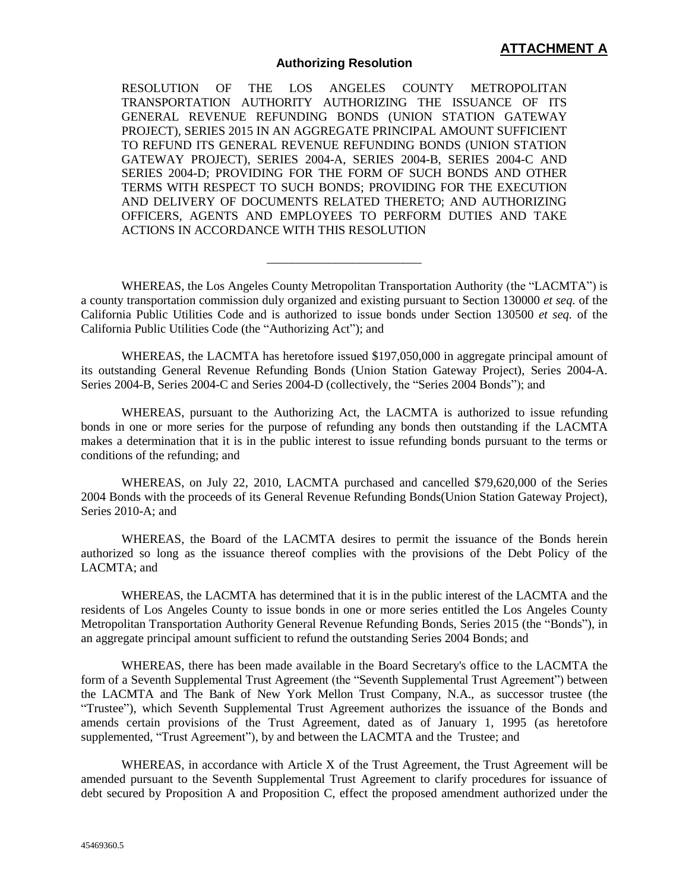**ATTACHMENT A**

### Authorizing Resolution

RESOLUTION OF THE LOS ANGELES COUNTY METROPOLITAN TRANSPORTATION AUTHORITY AUTHORIZING THE ISSUANCE OF ITS GENERAL REVENUE REFUNDING BONDS (UNION STATION GATEWAY PROJECT), SERIES 2015 IN AN AGGREGATE PRINCIPAL AMOUNT SUFFICIENT TO REFUND ITS GENERAL REVENUE REFUNDING BONDS (UNION STATION GATEWAY PROJECT), SERIES 2004-A, SERIES 2004-B, SERIES 2004-C AND SERIES 2004-D; PROVIDING FOR THE FORM OF SUCH BONDS AND OTHER TERMS WITH RESPECT TO SUCH BONDS; PROVIDING FOR THE EXECUTION AND DELIVERY OF DOCUMENTS RELATED THERETO; AND AUTHORIZING OFFICERS, AGENTS AND EMPLOYEES TO PERFORM DUTIES AND TAKE ACTIONS IN ACCORDANCE WITH THIS RESOLUTION

---

WHEREAS, the Los Angeles County Metropolitan Transportation Authority (the "LACMTA") is a county transportation commission duly organized and existing pursuant to Section 130000 *et seq.* of the California Public Utilities Code and is authorized to issue bonds under Section 130500 *et seq.* of the California Public Utilities Code (the "Authorizing Act"); and

WHEREAS, the LACMTA has heretofore issued $197,050,000 in aggregate principal amount of its outstanding General Revenue Refunding Bonds (Union Station Gateway Project), Series 2004-A. Series 2004-B, Series 2004-C and Series 2004-D (collectively, the "Series 2004 Bonds"); and

WHEREAS, pursuant to the Authorizing Act, the LACMTA is authorized to issue refunding bonds in one or more series for the purpose of refunding any bonds then outstanding if the LACMTA makes a determination that it is in the public interest to issue refunding bonds pursuant to the terms or conditions of the refunding; and

WHEREAS, on July 22, 2010, LACMTA purchased and cancelled $79,620,000 of the Series 2004 Bonds with the proceeds of its General Revenue Refunding Bonds(Union Station Gateway Project), Series 2010-A; and

WHEREAS, the Board of the LACMTA desires to permit the issuance of the Bonds herein authorized so long as the issuance thereof complies with the provisions of the Debt Policy of the LACMTA; and

WHEREAS, the LACMTA has determined that it is in the public interest of the LACMTA and the residents of Los Angeles County to issue bonds in one or more series entitled the Los Angeles County Metropolitan Transportation Authority General Revenue Refunding Bonds, Series 2015 (the "Bonds"), in an aggregate principal amount sufficient to refund the outstanding Series 2004 Bonds; and

WHEREAS, there has been made available in the Board Secretary's office to the LACMTA the form of a Seventh Supplemental Trust Agreement (the "Seventh Supplemental Trust Agreement") between the LACMTA and The Bank of New York Mellon Trust Company, N.A., as successor trustee (the "Trustee"), which Seventh Supplemental Trust Agreement authorizes the issuance of the Bonds and amends certain provisions of the Trust Agreement, dated as of January 1, 1995 (as heretofore supplemented, "Trust Agreement"), by and between the LACMTA and the Trustee; and

WHEREAS, in accordance with Article X of the Trust Agreement, the Trust Agreement will be amended pursuant to the Seventh Supplemental Trust Agreement to clarify procedures for issuance of debt secured by Proposition A and Proposition C, effect the proposed amendment authorized under the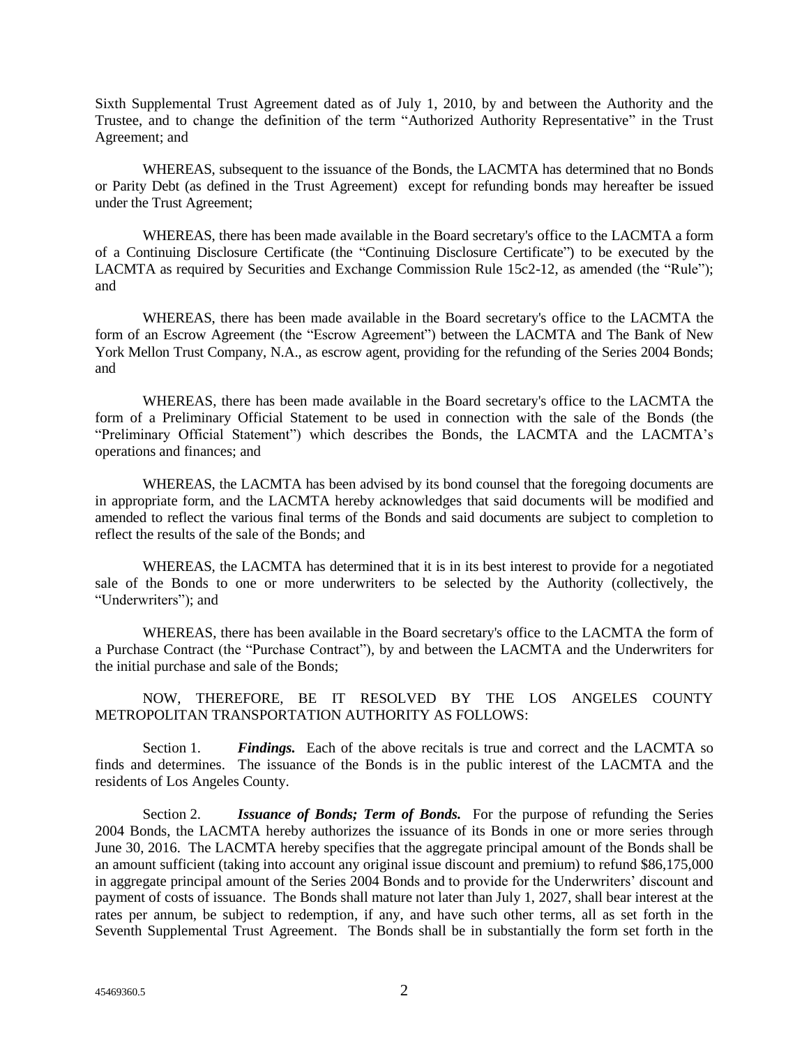Sixth Supplemental Trust Agreement dated as of July 1, 2010, by and between the Authority and the Trustee, and to change the definition of the term "Authorized Authority Representative" in the Trust Agreement; and

WHEREAS, subsequent to the issuance of the Bonds, the LACMTA has determined that no Bonds or Parity Debt (as defined in the Trust Agreement) except for refunding bonds may hereafter be issued under the Trust Agreement;

WHEREAS, there has been made available in the Board secretary's office to the LACMTA a form of a Continuing Disclosure Certificate (the "Continuing Disclosure Certificate") to be executed by the LACMTA as required by Securities and Exchange Commission Rule 15c2-12, as amended (the "Rule"); and

WHEREAS, there has been made available in the Board secretary's office to the LACMTA the form of an Escrow Agreement (the "Escrow Agreement") between the LACMTA and The Bank of New York Mellon Trust Company, N.A., as escrow agent, providing for the refunding of the Series 2004 Bonds; and

WHEREAS, there has been made available in the Board secretary's office to the LACMTA the form of a Preliminary Official Statement to be used in connection with the sale of the Bonds (the "Preliminary Official Statement") which describes the Bonds, the LACMTA and the LACMTA's operations and finances; and

WHEREAS, the LACMTA has been advised by its bond counsel that the foregoing documents are in appropriate form, and the LACMTA hereby acknowledges that said documents will be modified and amended to reflect the various final terms of the Bonds and said documents are subject to completion to reflect the results of the sale of the Bonds; and

WHEREAS, the LACMTA has determined that it is in its best interest to provide for a negotiated sale of the Bonds to one or more underwriters to be selected by the Authority (collectively, the "Underwriters"); and

WHEREAS, there has been available in the Board secretary's office to the LACMTA the form of a Purchase Contract (the "Purchase Contract"), by and between the LACMTA and the Underwriters for the initial purchase and sale of the Bonds;

NOW, THEREFORE, BE IT RESOLVED BY THE LOS ANGELES COUNTY METROPOLITAN TRANSPORTATION AUTHORITY AS FOLLOWS:

Section 1. ***Findings.*** Each of the above recitals is true and correct and the LACMTA so finds and determines. The issuance of the Bonds is in the public interest of the LACMTA and the residents of Los Angeles County.

Section 2. ***Issuance of Bonds; Term of Bonds.*** For the purpose of refunding the Series 2004 Bonds, the LACMTA hereby authorizes the issuance of its Bonds in one or more series through June 30, 2016. The LACMTA hereby specifies that the aggregate principal amount of the Bonds shall be an amount sufficient (taking into account any original issue discount and premium) to refund $86,175,000 in aggregate principal amount of the Series 2004 Bonds and to provide for the Underwriters' discount and payment of costs of issuance. The Bonds shall mature not later than July 1, 2027, shall bear interest at the rates per annum, be subject to redemption, if any, and have such other terms, all as set forth in the Seventh Supplemental Trust Agreement. The Bonds shall be in substantially the form set forth in the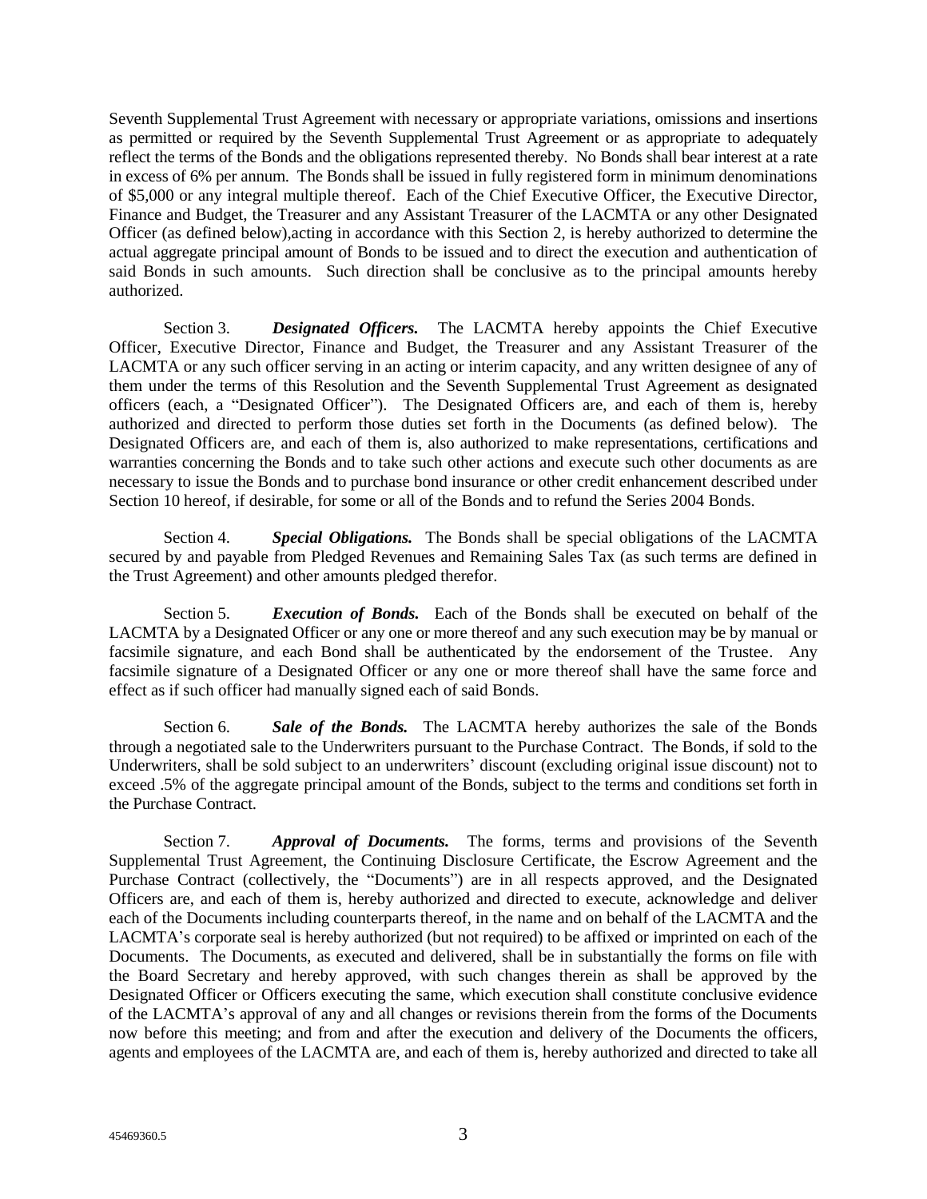Seventh Supplemental Trust Agreement with necessary or appropriate variations, omissions and insertions as permitted or required by the Seventh Supplemental Trust Agreement or as appropriate to adequately reflect the terms of the Bonds and the obligations represented thereby. No Bonds shall bear interest at a rate in excess of 6% per annum. The Bonds shall be issued in fully registered form in minimum denominations of $5,000 or any integral multiple thereof. Each of the Chief Executive Officer, the Executive Director, Finance and Budget, the Treasurer and any Assistant Treasurer of the LACMTA or any other Designated Officer (as defined below),acting in accordance with this Section 2, is hereby authorized to determine the actual aggregate principal amount of Bonds to be issued and to direct the execution and authentication of said Bonds in such amounts. Such direction shall be conclusive as to the principal amounts hereby authorized.

Section 3. ***Designated Officers.*** The LACMTA hereby appoints the Chief Executive Officer, Executive Director, Finance and Budget, the Treasurer and any Assistant Treasurer of the LACMTA or any such officer serving in an acting or interim capacity, and any written designee of any of them under the terms of this Resolution and the Seventh Supplemental Trust Agreement as designated officers (each, a "Designated Officer"). The Designated Officers are, and each of them is, hereby authorized and directed to perform those duties set forth in the Documents (as defined below). The Designated Officers are, and each of them is, also authorized to make representations, certifications and warranties concerning the Bonds and to take such other actions and execute such other documents as are necessary to issue the Bonds and to purchase bond insurance or other credit enhancement described under Section 10 hereof, if desirable, for some or all of the Bonds and to refund the Series 2004 Bonds.

Section 4. ***Special Obligations.*** The Bonds shall be special obligations of the LACMTA secured by and payable from Pledged Revenues and Remaining Sales Tax (as such terms are defined in the Trust Agreement) and other amounts pledged therefor.

Section 5. ***Execution of Bonds.*** Each of the Bonds shall be executed on behalf of the LACMTA by a Designated Officer or any one or more thereof and any such execution may be by manual or facsimile signature, and each Bond shall be authenticated by the endorsement of the Trustee. Any facsimile signature of a Designated Officer or any one or more thereof shall have the same force and effect as if such officer had manually signed each of said Bonds.

Section 6. ***Sale of the Bonds.*** The LACMTA hereby authorizes the sale of the Bonds through a negotiated sale to the Underwriters pursuant to the Purchase Contract. The Bonds, if sold to the Underwriters, shall be sold subject to an underwriters' discount (excluding original issue discount) not to exceed .5% of the aggregate principal amount of the Bonds, subject to the terms and conditions set forth in the Purchase Contract.

Section 7. ***Approval of Documents.*** The forms, terms and provisions of the Seventh Supplemental Trust Agreement, the Continuing Disclosure Certificate, the Escrow Agreement and the Purchase Contract (collectively, the "Documents") are in all respects approved, and the Designated Officers are, and each of them is, hereby authorized and directed to execute, acknowledge and deliver each of the Documents including counterparts thereof, in the name and on behalf of the LACMTA and the LACMTA's corporate seal is hereby authorized (but not required) to be affixed or imprinted on each of the Documents. The Documents, as executed and delivered, shall be in substantially the forms on file with the Board Secretary and hereby approved, with such changes therein as shall be approved by the Designated Officer or Officers executing the same, which execution shall constitute conclusive evidence of the LACMTA's approval of any and all changes or revisions therein from the forms of the Documents now before this meeting; and from and after the execution and delivery of the Documents the officers, agents and employees of the LACMTA are, and each of them is, hereby authorized and directed to take all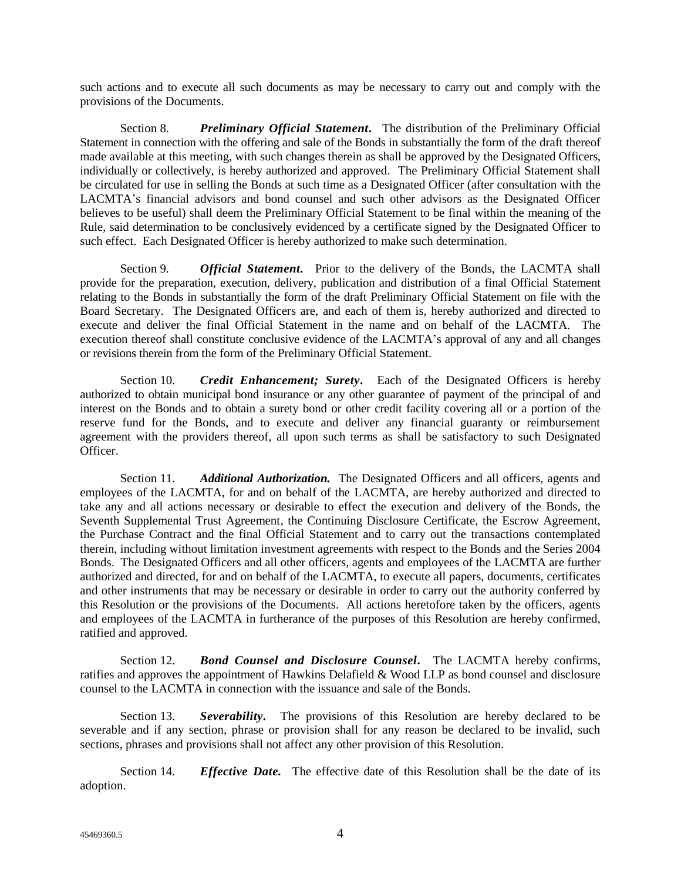such actions and to execute all such documents as may be necessary to carry out and comply with the provisions of the Documents.

Section 8. ***Preliminary Official Statement***. The distribution of the Preliminary Official Statement in connection with the offering and sale of the Bonds in substantially the form of the draft thereof made available at this meeting, with such changes therein as shall be approved by the Designated Officers, individually or collectively, is hereby authorized and approved. The Preliminary Official Statement shall be circulated for use in selling the Bonds at such time as a Designated Officer (after consultation with the LACMTA's financial advisors and bond counsel and such other advisors as the Designated Officer believes to be useful) shall deem the Preliminary Official Statement to be final within the meaning of the Rule, said determination to be conclusively evidenced by a certificate signed by the Designated Officer to such effect. Each Designated Officer is hereby authorized to make such determination.

Section 9. ***Official Statement***. Prior to the delivery of the Bonds, the LACMTA shall provide for the preparation, execution, delivery, publication and distribution of a final Official Statement relating to the Bonds in substantially the form of the draft Preliminary Official Statement on file with the Board Secretary. The Designated Officers are, and each of them is, hereby authorized and directed to execute and deliver the final Official Statement in the name and on behalf of the LACMTA. The execution thereof shall constitute conclusive evidence of the LACMTA's approval of any and all changes or revisions therein from the form of the Preliminary Official Statement.

Section 10. ***Credit Enhancement; Surety***. Each of the Designated Officers is hereby authorized to obtain municipal bond insurance or any other guarantee of payment of the principal of and interest on the Bonds and to obtain a surety bond or other credit facility covering all or a portion of the reserve fund for the Bonds, and to execute and deliver any financial guaranty or reimbursement agreement with the providers thereof, all upon such terms as shall be satisfactory to such Designated Officer.

Section 11. ***Additional Authorization.*** The Designated Officers and all officers, agents and employees of the LACMTA, for and on behalf of the LACMTA, are hereby authorized and directed to take any and all actions necessary or desirable to effect the execution and delivery of the Bonds, the Seventh Supplemental Trust Agreement, the Continuing Disclosure Certificate, the Escrow Agreement, the Purchase Contract and the final Official Statement and to carry out the transactions contemplated therein, including without limitation investment agreements with respect to the Bonds and the Series 2004 Bonds. The Designated Officers and all other officers, agents and employees of the LACMTA are further authorized and directed, for and on behalf of the LACMTA, to execute all papers, documents, certificates and other instruments that may be necessary or desirable in order to carry out the authority conferred by this Resolution or the provisions of the Documents. All actions heretofore taken by the officers, agents and employees of the LACMTA in furtherance of the purposes of this Resolution are hereby confirmed, ratified and approved.

Section 12. ***Bond Counsel and Disclosure Counsel***. The LACMTA hereby confirms, ratifies and approves the appointment of Hawkins Delafield & Wood LLP as bond counsel and disclosure counsel to the LACMTA in connection with the issuance and sale of the Bonds.

Section 13. ***Severability***. The provisions of this Resolution are hereby declared to be severable and if any section, phrase or provision shall for any reason be declared to be invalid, such sections, phrases and provisions shall not affect any other provision of this Resolution.

Section 14. ***Effective Date.*** The effective date of this Resolution shall be the date of its adoption.

45469360.5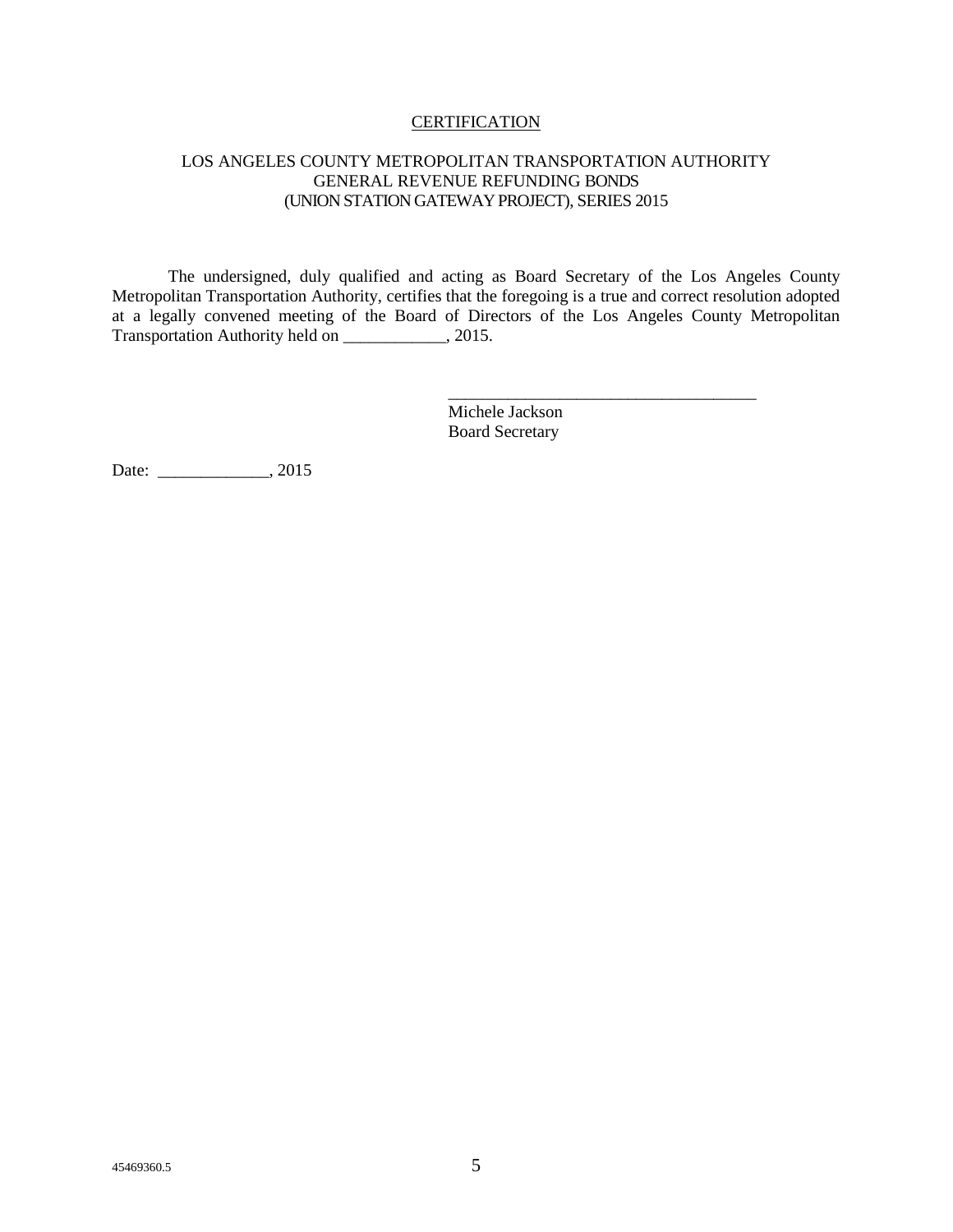# CERTIFICATION

LOS ANGELES COUNTY METROPOLITAN TRANSPORTATION AUTHORITY
GENERAL REVENUE REFUNDING BONDS
(UNION STATION GATEWAY PROJECT), SERIES 2015

The undersigned, duly qualified and acting as Board Secretary of the Los Angeles County Metropolitan Transportation Authority, certifies that the foregoing is a true and correct resolution adopted at a legally convened meeting of the Board of Directors of the Los Angeles County Metropolitan Transportation Authority held on ____________, 2015.

_____________________________________
Michele Jackson
Board Secretary

Date: _____________, 2015

45469360.5